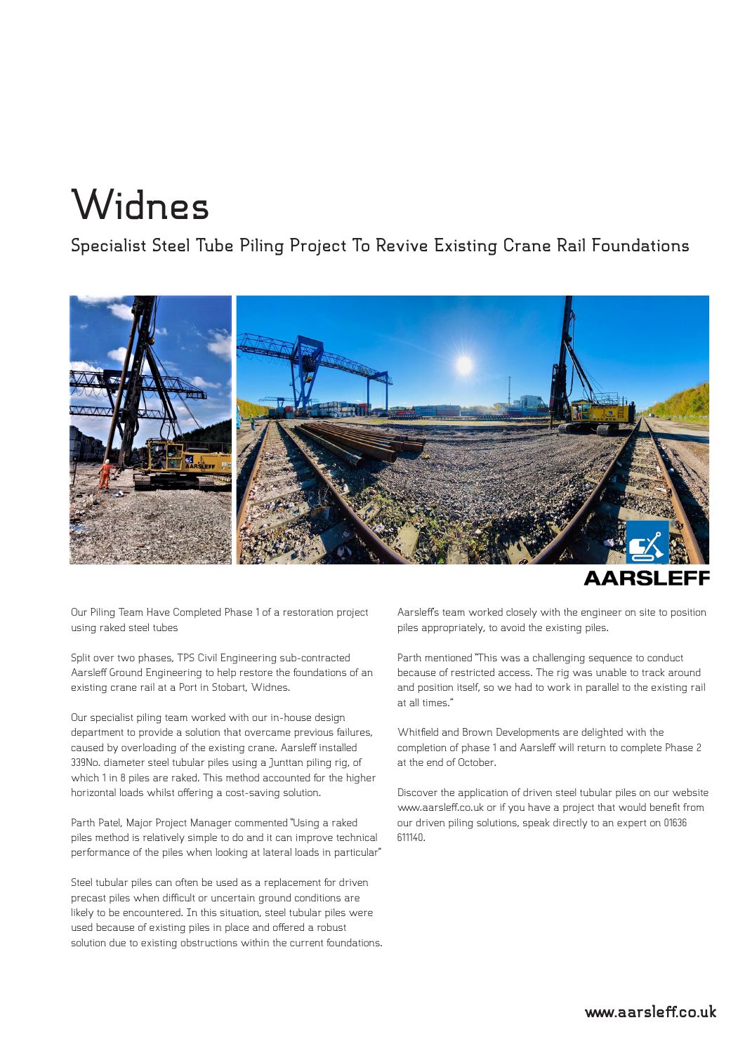# Widnes

## Specialist Steel Tube Piling Project To Revive Existing Crane Rail Foundations

Our Piling Team Have Completed Phase 1 of a restoration project using raked steel tubes

Split over two phases, TPS Civil Engineering sub-contracted Aarsleff Ground Engineering to help restore the foundations of an existing crane rail at a Port in Stobart, Widnes.

Our specialist piling team worked with our in-house design department to provide a solution that overcame previous failures, caused by overloading of the existing crane. Aarsleff installed 339No. diameter steel tubular piles using a Junttan piling rig, of which 1 in 8 piles are raked. This method accounted for the higher horizontal loads whilst offering a cost-saving solution.

Parth Patel, Major Project Manager commented "Using a raked piles method is relatively simple to do and it can improve technical performance of the piles when looking at lateral loads in particular"

Steel tubular piles can often be used as a replacement for driven precast piles when difficult or uncertain ground conditions are likely to be encountered. In this situation, steel tubular piles were used because of existing piles in place and offered a robust solution due to existing obstructions within the current foundations.

Aarsleff's team worked closely with the engineer on site to position piles appropriately, to avoid the existing piles.

Parth mentioned "This was a challenging sequence to conduct because of restricted access. The rig was unable to track around and position itself, so we had to work in parallel to the existing rail at all times."

Whitfield and Brown Developments are delighted with the completion of phase 1 and Aarsleff will return to complete Phase 2 at the end of October.

Discover the application of driven steel tubular piles on our website www.aarsleff.co.uk or if you have a project that would benefit from our driven piling solutions, speak directly to an expert on 01636 611140.

www.aarsleff.co.uk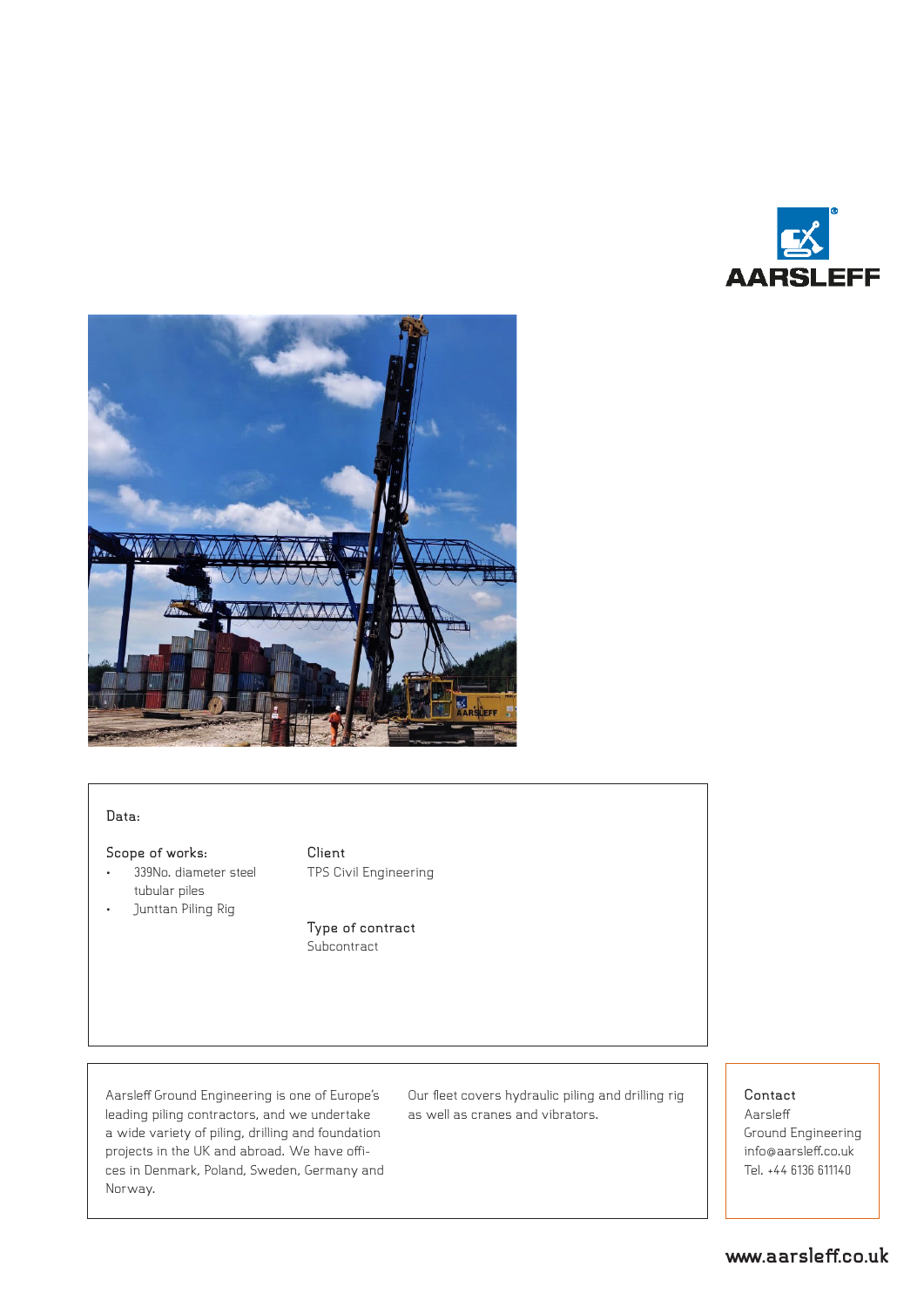Data:

Scope of works:

- 339No. diameter steel tubular piles
- Junttan Piling Rig

Client

TPS Civil Engineering

Type of contract

Subcontract

Aarsleff Ground Engineering is one of Europe's leading piling contractors, and we undertake a wide variety of piling, drilling and foundation projects in the UK and abroad. We have offices in Denmark, Poland, Sweden, Germany and Norway.

Our fleet covers hydraulic piling and drilling rig as well as cranes and vibrators.

Contact

Aarsleff

Ground Engineering

info@aarsleff.co.uk

Tel. +44 6136 611140

www.aarsleff.co.uk